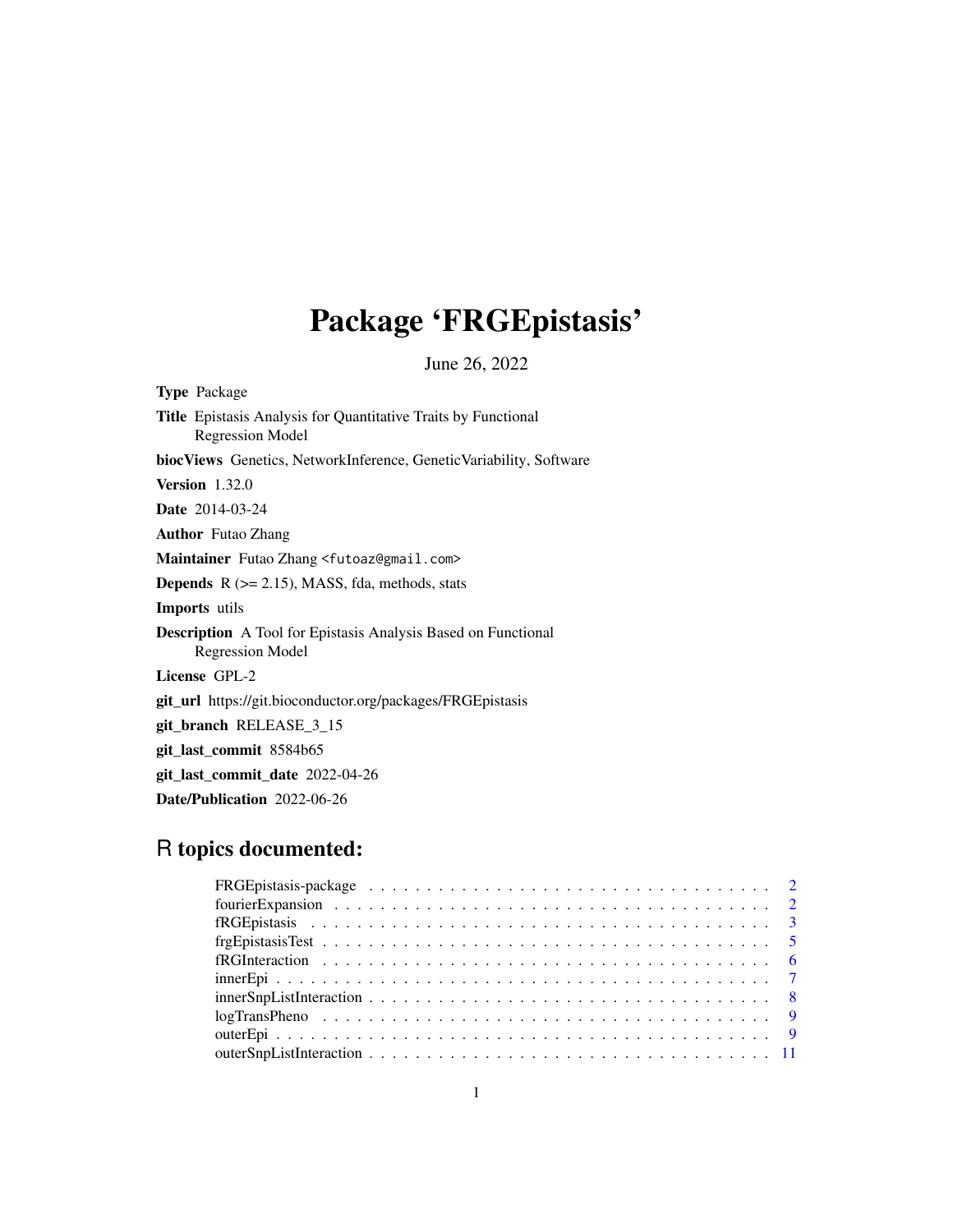# Package 'FRGEpistasis'

June 26, 2022

**Type** Package

**Title** Epistasis Analysis for Quantitative Traits by Functional Regression Model

**biocViews** Genetics, NetworkInference, GeneticVariability, Software

**Version** 1.32.0

**Date** 2014-03-24

**Author** Futao Zhang

**Maintainer** Futao Zhang <futoaz@gmail.com>

**Depends** R (>= 2.15), MASS, fda, methods, stats

**Imports** utils

**Description** A Tool for Epistasis Analysis Based on Functional Regression Model

**License** GPL-2

**git_url** https://git.bioconductor.org/packages/FRGEpistasis

**git_branch** RELEASE_3_15

**git_last_commit** 8584b65

**git_last_commit_date** 2022-04-26

**Date/Publication** 2022-06-26

## R topics documented:

| | |
|---|---|
| FRGEpistasis-package | 2 |
| fourierExpansion | 2 |
| fRGEpistasis | 3 |
| frgEpistasisTest | 5 |
| fRGInteraction | 6 |
| innerEpi | 7 |
| innerSnpListInteraction | 8 |
| logTransPheno | 9 |
| outerEpi | 9 |
| outerSnpListInteraction | 11 |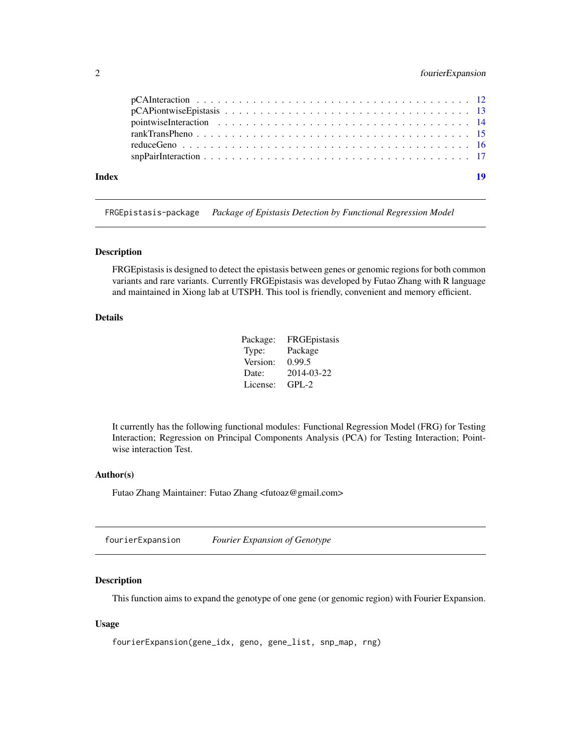pCAInteraction . . . . . . . . . . . . . . . . . . . . . . . . . . . . . . . . . . . . 12
pCAPiontwiseEpistasis . . . . . . . . . . . . . . . . . . . . . . . . . . . . . . . . 13
pointwiseInteraction . . . . . . . . . . . . . . . . . . . . . . . . . . . . . . . . . 14
rankTransPheno . . . . . . . . . . . . . . . . . . . . . . . . . . . . . . . . . . . . 15
reduceGeno . . . . . . . . . . . . . . . . . . . . . . . . . . . . . . . . . . . . . . 16
snpPairInteraction . . . . . . . . . . . . . . . . . . . . . . . . . . . . . . . . . . 17

**Index** **19**

---

## FRGEpistasis-package *Package of Epistasis Detection by Functional Regression Model*

### Description

FRGEpistasis is designed to detect the epistasis between genes or genomic regions for both common variants and rare variants. Currently FRGEpistasis was developed by Futao Zhang with R language and maintained in Xiong lab at UTSPH. This tool is friendly, convenient and memory efficient.

### Details

| | |
|---|---|
| Package: | FRGEpistasis |
| Type: | Package |
| Version: | 0.99.5 |
| Date: | 2014-03-22 |
| License: | GPL-2 |

It currently has the following functional modules: Functional Regression Model (FRG) for Testing Interaction; Regression on Principal Components Analysis (PCA) for Testing Interaction; Pointwise interaction Test.

### Author(s)

Futao Zhang Maintainer: Futao Zhang <futoaz@gmail.com>

---

## fourierExpansion *Fourier Expansion of Genotype*

### Description

This function aims to expand the genotype of one gene (or genomic region) with Fourier Expansion.

### Usage

```
fourierExpansion(gene_idx, geno, gene_list, snp_map, rng)
```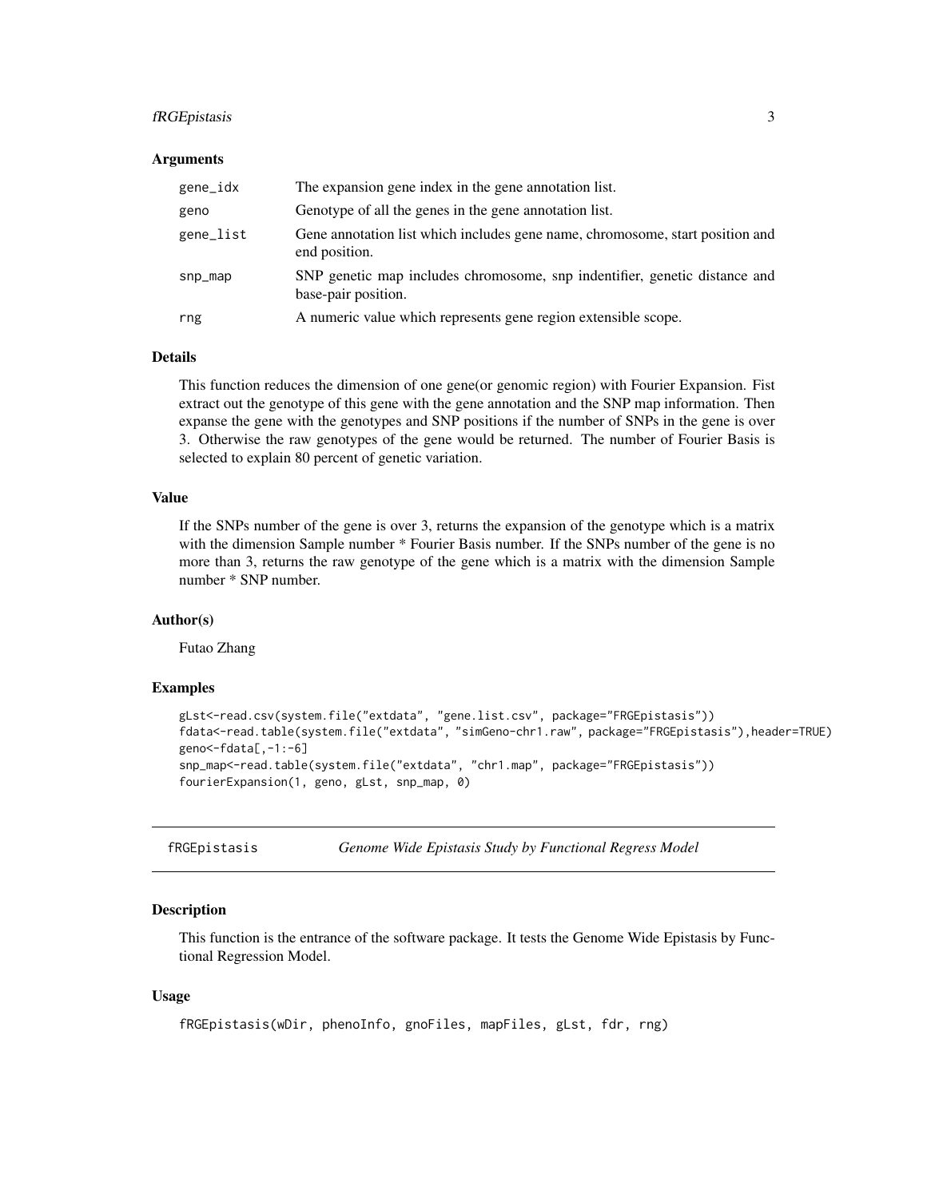### Arguments

| | |
|---|---|
| gene_idx | The expansion gene index in the gene annotation list. |
| geno | Genotype of all the genes in the gene annotation list. |
| gene_list | Gene annotation list which includes gene name, chromosome, start position and end position. |
| snp_map | SNP genetic map includes chromosome, snp indentifier, genetic distance and base-pair position. |
| rng | A numeric value which represents gene region extensible scope. |

### Details

This function reduces the dimension of one gene(or genomic region) with Fourier Expansion. Fist extract out the genotype of this gene with the gene annotation and the SNP map information. Then expanse the gene with the genotypes and SNP positions if the number of SNPs in the gene is over 3. Otherwise the raw genotypes of the gene would be returned. The number of Fourier Basis is selected to explain 80 percent of genetic variation.

### Value

If the SNPs number of the gene is over 3, returns the expansion of the genotype which is a matrix with the dimension Sample number * Fourier Basis number. If the SNPs number of the gene is no more than 3, returns the raw genotype of the gene which is a matrix with the dimension Sample number * SNP number.

### Author(s)

Futao Zhang

### Examples

```
gLst<-read.csv(system.file("extdata", "gene.list.csv", package="FRGEpistasis"))
fdata<-read.table(system.file("extdata", "simGeno-chr1.raw", package="FRGEpistasis"),header=TRUE)
geno<-fdata[,-1:-6]
snp_map<-read.table(system.file("extdata", "chr1.map", package="FRGEpistasis"))
fourierExpansion(1, geno, gLst, snp_map, 0)
```

---

## fRGEpistasis — *Genome Wide Epistasis Study by Functional Regress Model*

### Description

This function is the entrance of the software package. It tests the Genome Wide Epistasis by Functional Regression Model.

### Usage

```
fRGEpistasis(wDir, phenoInfo, gnoFiles, mapFiles, gLst, fdr, rng)
```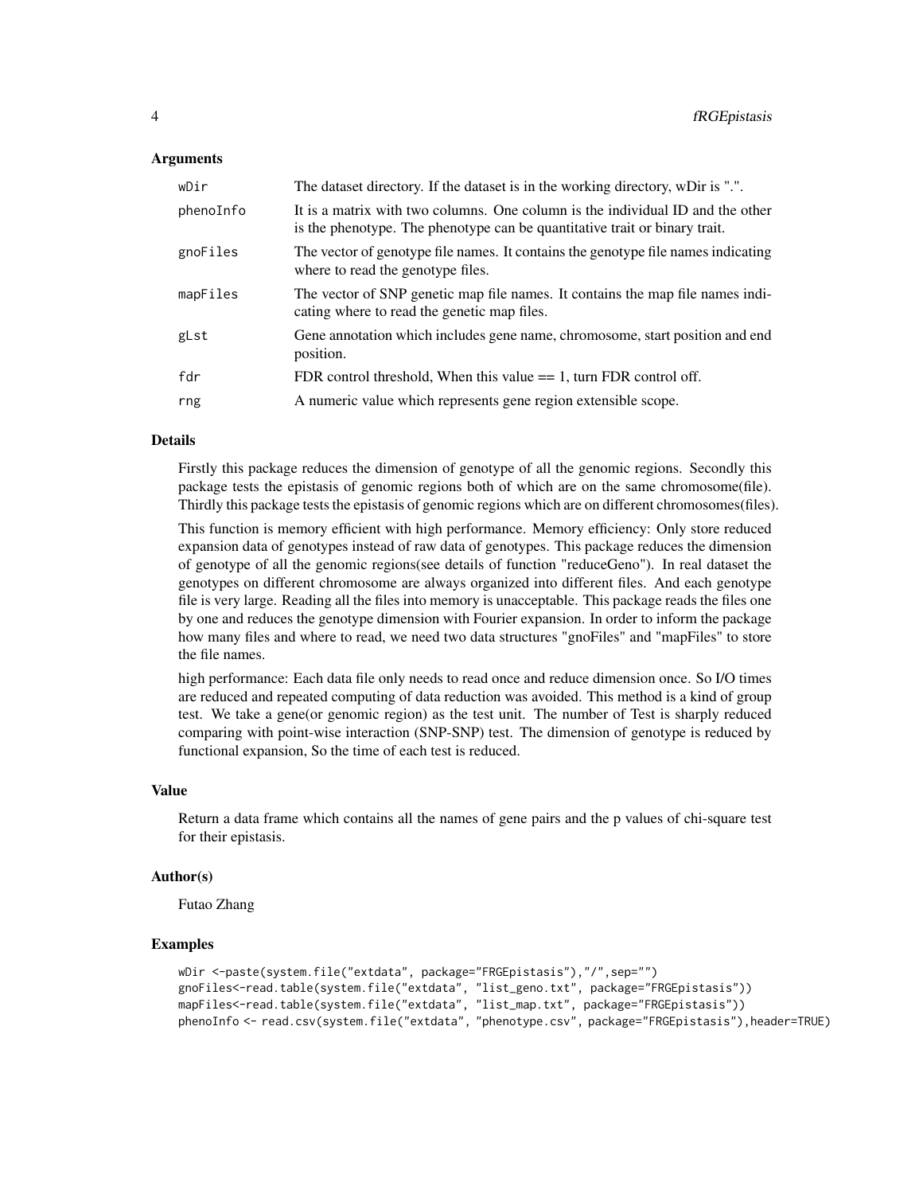### Arguments

| | |
|---|---|
| wDir | The dataset directory. If the dataset is in the working directory, wDir is ".". |
| phenoInfo | It is a matrix with two columns. One column is the individual ID and the other is the phenotype. The phenotype can be quantitative trait or binary trait. |
| gnoFiles | The vector of genotype file names. It contains the genotype file names indicating where to read the genotype files. |
| mapFiles | The vector of SNP genetic map file names. It contains the map file names indicating where to read the genetic map files. |
| gLst | Gene annotation which includes gene name, chromosome, start position and end position. |
| fdr | FDR control threshold, When this value == 1, turn FDR control off. |
| rng | A numeric value which represents gene region extensible scope. |

### Details

Firstly this package reduces the dimension of genotype of all the genomic regions. Secondly this package tests the epistasis of genomic regions both of which are on the same chromosome(file). Thirdly this package tests the epistasis of genomic regions which are on different chromosomes(files).

This function is memory efficient with high performance. Memory efficiency: Only store reduced expansion data of genotypes instead of raw data of genotypes. This package reduces the dimension of genotype of all the genomic regions(see details of function "reduceGeno"). In real dataset the genotypes on different chromosome are always organized into different files. And each genotype file is very large. Reading all the files into memory is unacceptable. This package reads the files one by one and reduces the genotype dimension with Fourier expansion. In order to inform the package how many files and where to read, we need two data structures "gnoFiles" and "mapFiles" to store the file names.

high performance: Each data file only needs to read once and reduce dimension once. So I/O times are reduced and repeated computing of data reduction was avoided. This method is a kind of group test. We take a gene(or genomic region) as the test unit. The number of Test is sharply reduced comparing with point-wise interaction (SNP-SNP) test. The dimension of genotype is reduced by functional expansion, So the time of each test is reduced.

### Value

Return a data frame which contains all the names of gene pairs and the p values of chi-square test for their epistasis.

### Author(s)

Futao Zhang

### Examples

```
wDir <-paste(system.file("extdata", package="FRGEpistasis"),"/",sep="")
gnoFiles<-read.table(system.file("extdata", "list_geno.txt", package="FRGEpistasis"))
mapFiles<-read.table(system.file("extdata", "list_map.txt", package="FRGEpistasis"))
phenoInfo <- read.csv(system.file("extdata", "phenotype.csv", package="FRGEpistasis"),header=TRUE)
```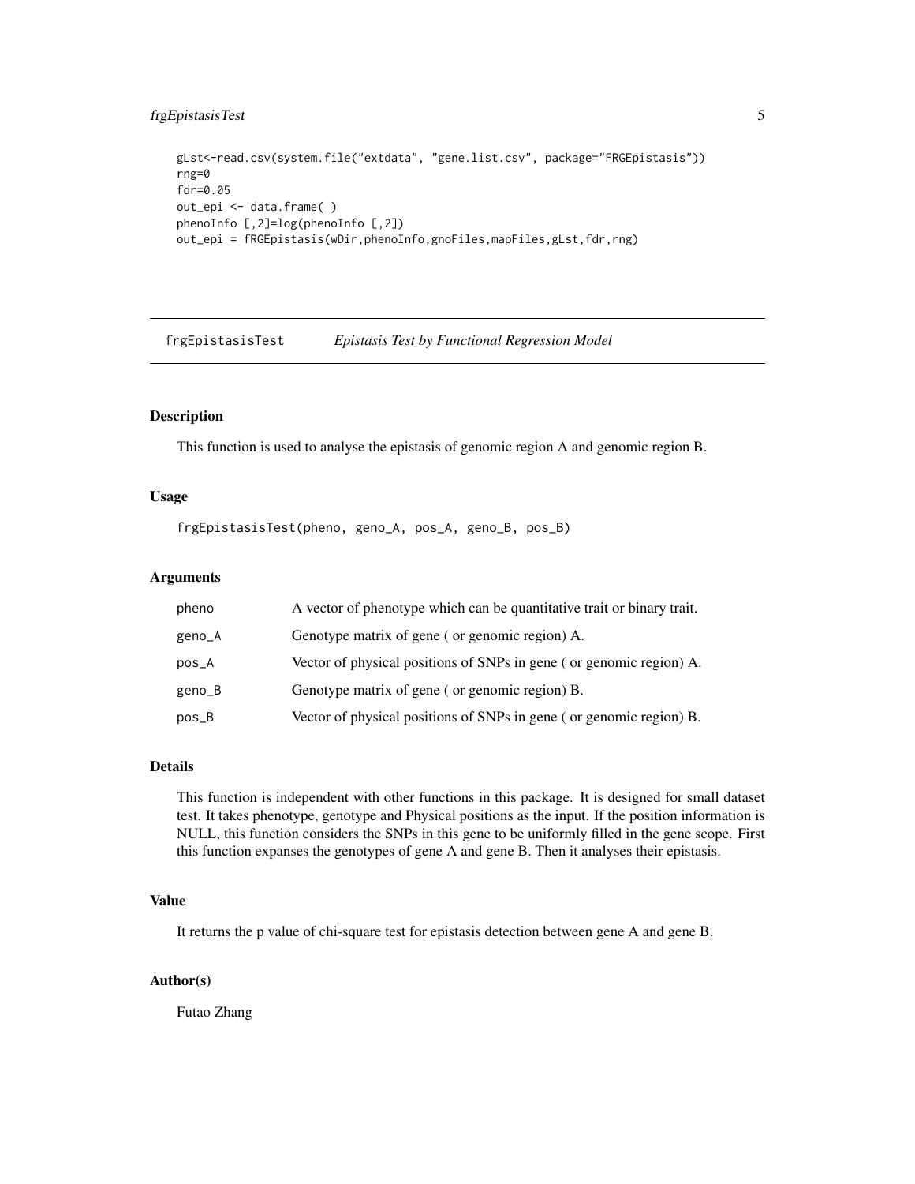```
gLst<-read.csv(system.file("extdata", "gene.list.csv", package="FRGEpistasis"))
rng=0
fdr=0.05
out_epi <- data.frame( )
phenoInfo [,2]=log(phenoInfo [,2])
out_epi = fRGEpistasis(wDir,phenoInfo,gnoFiles,mapFiles,gLst,fdr,rng)
```

## frgEpistasisTest *Epistasis Test by Functional Regression Model*

### Description

This function is used to analyse the epistasis of genomic region A and genomic region B.

### Usage

```
frgEpistasisTest(pheno, geno_A, pos_A, geno_B, pos_B)
```

### Arguments

| | |
|---|---|
| pheno | A vector of phenotype which can be quantitative trait or binary trait. |
| geno_A | Genotype matrix of gene ( or genomic region) A. |
| pos_A | Vector of physical positions of SNPs in gene ( or genomic region) A. |
| geno_B | Genotype matrix of gene ( or genomic region) B. |
| pos_B | Vector of physical positions of SNPs in gene ( or genomic region) B. |

### Details

This function is independent with other functions in this package. It is designed for small dataset test. It takes phenotype, genotype and Physical positions as the input. If the position information is NULL, this function considers the SNPs in this gene to be uniformly filled in the gene scope. First this function expanses the genotypes of gene A and gene B. Then it analyses their epistasis.

### Value

It returns the p value of chi-square test for epistasis detection between gene A and gene B.

### Author(s)

Futao Zhang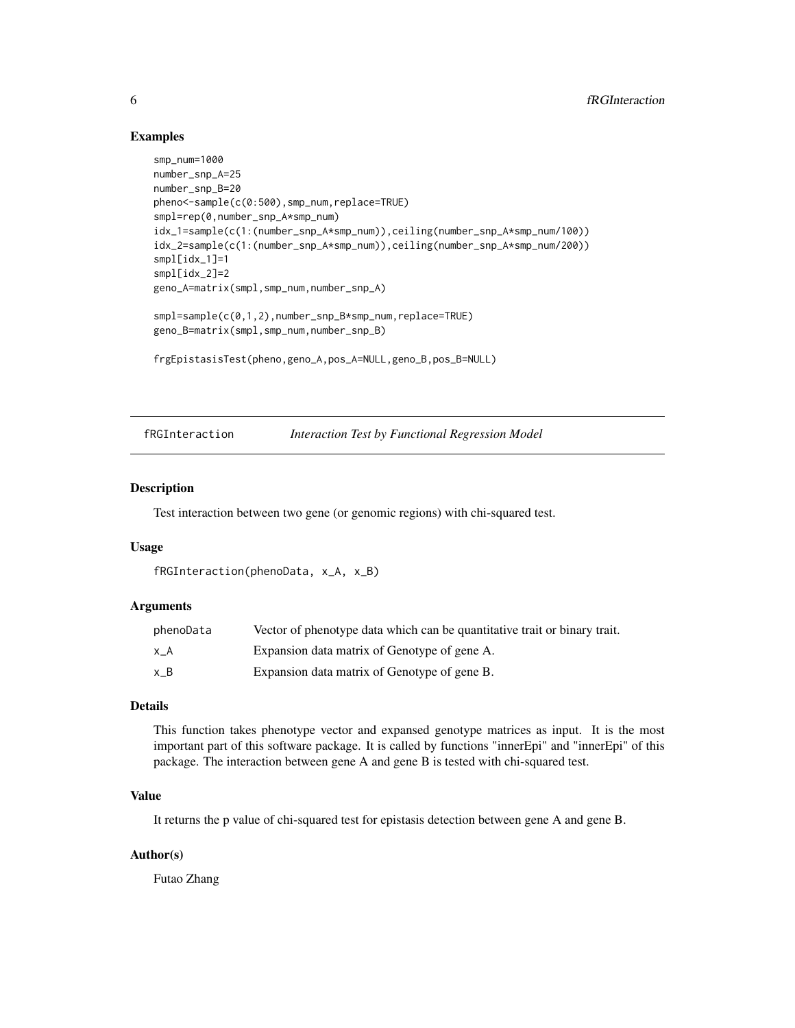## Examples

```
smp_num=1000
number_snp_A=25
number_snp_B=20
pheno<-sample(c(0:500),smp_num,replace=TRUE)
smpl=rep(0,number_snp_A*smp_num)
idx_1=sample(c(1:(number_snp_A*smp_num)),ceiling(number_snp_A*smp_num/100))
idx_2=sample(c(1:(number_snp_A*smp_num)),ceiling(number_snp_A*smp_num/200))
smpl[idx_1]=1
smpl[idx_2]=2
geno_A=matrix(smpl,smp_num,number_snp_A)

smpl=sample(c(0,1,2),number_snp_B*smp_num,replace=TRUE)
geno_B=matrix(smpl,smp_num,number_snp_B)

frgEpistasisTest(pheno,geno_A,pos_A=NULL,geno_B,pos_B=NULL)
```

---

# fRGInteraction *Interaction Test by Functional Regression Model*

---

## Description

Test interaction between two gene (or genomic regions) with chi-squared test.

## Usage

```
fRGInteraction(phenoData, x_A, x_B)
```

## Arguments

| | |
|---|---|
| phenoData | Vector of phenotype data which can be quantitative trait or binary trait. |
| x_A | Expansion data matrix of Genotype of gene A. |
| x_B | Expansion data matrix of Genotype of gene B. |

## Details

This function takes phenotype vector and expansed genotype matrices as input. It is the most important part of this software package. It is called by functions "innerEpi" and "innerEpi" of this package. The interaction between gene A and gene B is tested with chi-squared test.

## Value

It returns the p value of chi-squared test for epistasis detection between gene A and gene B.

## Author(s)

Futao Zhang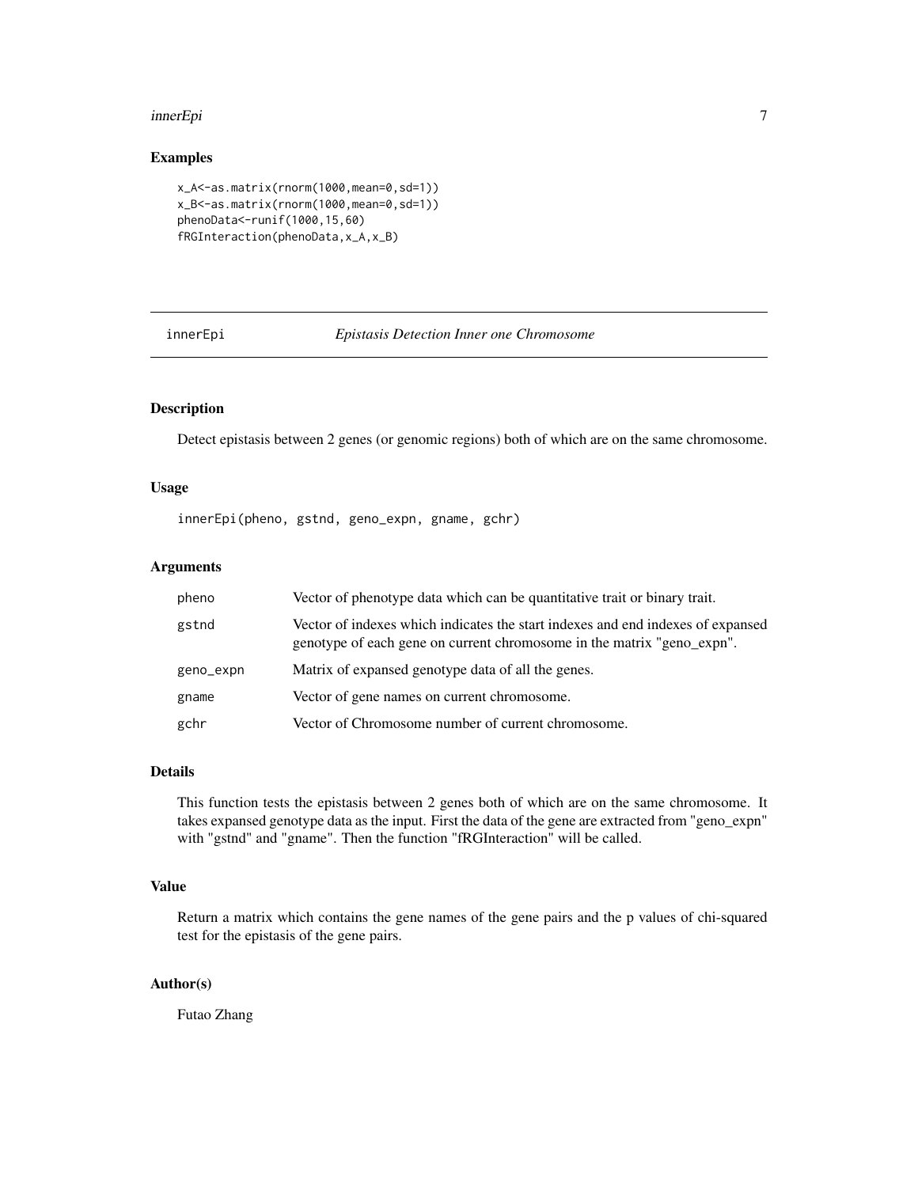## Examples

```
x_A<-as.matrix(rnorm(1000,mean=0,sd=1))
x_B<-as.matrix(rnorm(1000,mean=0,sd=1))
phenoData<-runif(1000,15,60)
fRGInteraction(phenoData,x_A,x_B)
```

---

# innerEpi *Epistasis Detection Inner one Chromosome*

---

## Description

Detect epistasis between 2 genes (or genomic regions) both of which are on the same chromosome.

## Usage

```
innerEpi(pheno, gstnd, geno_expn, gname, gchr)
```

## Arguments

| | |
|---|---|
| pheno | Vector of phenotype data which can be quantitative trait or binary trait. |
| gstnd | Vector of indexes which indicates the start indexes and end indexes of expansed genotype of each gene on current chromosome in the matrix "geno_expn". |
| geno_expn | Matrix of expansed genotype data of all the genes. |
| gname | Vector of gene names on current chromosome. |
| gchr | Vector of Chromosome number of current chromosome. |

## Details

This function tests the epistasis between 2 genes both of which are on the same chromosome. It takes expansed genotype data as the input. First the data of the gene are extracted from "geno_expn" with "gstnd" and "gname". Then the function "fRGInteraction" will be called.

## Value

Return a matrix which contains the gene names of the gene pairs and the p values of chi-squared test for the epistasis of the gene pairs.

## Author(s)

Futao Zhang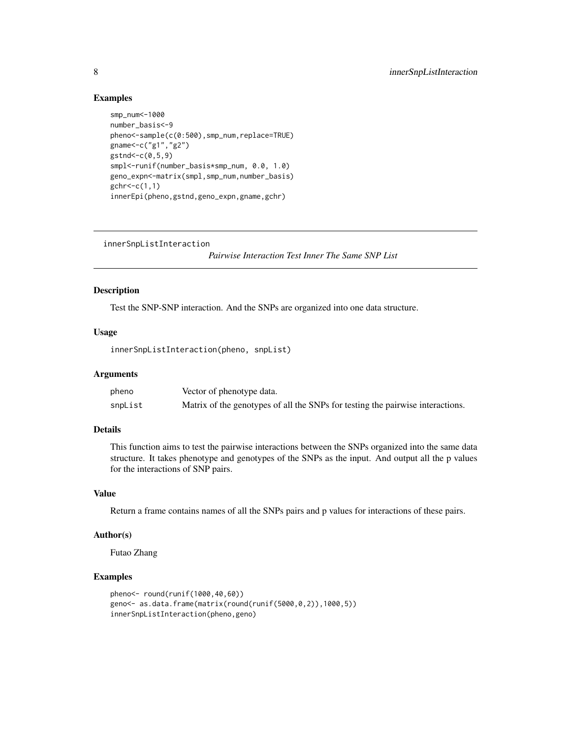## Examples

```
smp_num<-1000
number_basis<-9
pheno<-sample(c(0:500),smp_num,replace=TRUE)
gname<-c("g1","g2")
gstnd<-c(0,5,9)
smpl<-runif(number_basis*smp_num, 0.0, 1.0)
geno_expn<-matrix(smpl,smp_num,number_basis)
gchr<-c(1,1)
innerEpi(pheno,gstnd,geno_expn,gname,gchr)
```

---

# innerSnpListInteraction

*Pairwise Interaction Test Inner The Same SNP List*

## Description

Test the SNP-SNP interaction. And the SNPs are organized into one data structure.

## Usage

```
innerSnpListInteraction(pheno, snpList)
```

## Arguments

| | |
|---|---|
| pheno | Vector of phenotype data. |
| snpList | Matrix of the genotypes of all the SNPs for testing the pairwise interactions. |

## Details

This function aims to test the pairwise interactions between the SNPs organized into the same data structure. It takes phenotype and genotypes of the SNPs as the input. And output all the p values for the interactions of SNP pairs.

## Value

Return a frame contains names of all the SNPs pairs and p values for interactions of these pairs.

## Author(s)

Futao Zhang

## Examples

```
pheno<- round(runif(1000,40,60))
geno<- as.data.frame(matrix(round(runif(5000,0,2)),1000,5))
innerSnpListInteraction(pheno,geno)
```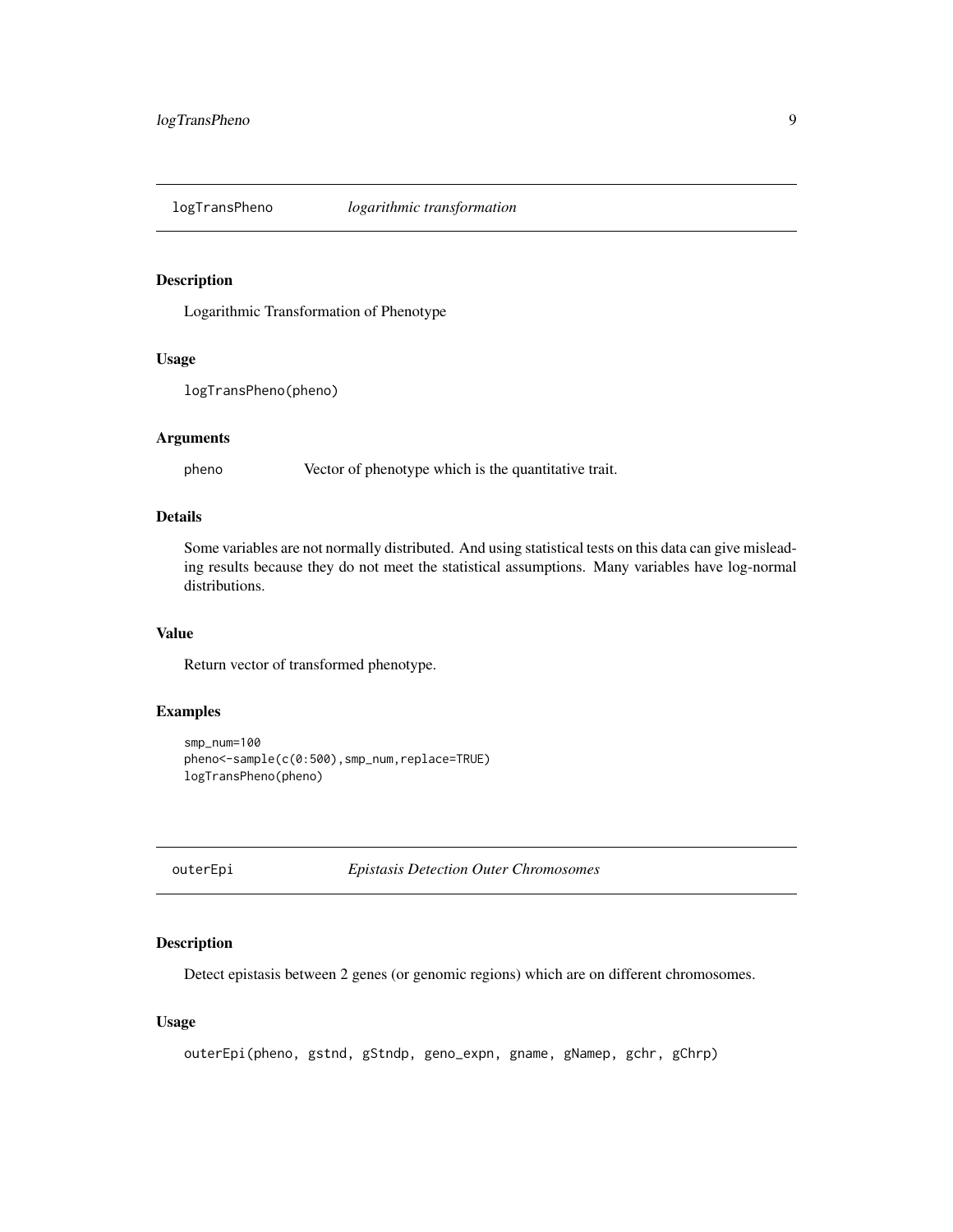## logTransPheno *logarithmic transformation*

### Description

Logarithmic Transformation of Phenotype

### Usage

```
logTransPheno(pheno)
```

### Arguments

| | |
|---|---|
| pheno | Vector of phenotype which is the quantitative trait. |

### Details

Some variables are not normally distributed. And using statistical tests on this data can give misleading results because they do not meet the statistical assumptions. Many variables have log-normal distributions.

### Value

Return vector of transformed phenotype.

### Examples

```
smp_num=100
pheno<-sample(c(0:500),smp_num,replace=TRUE)
logTransPheno(pheno)
```

## outerEpi *Epistasis Detection Outer Chromosomes*

### Description

Detect epistasis between 2 genes (or genomic regions) which are on different chromosomes.

### Usage

```
outerEpi(pheno, gstnd, gStndp, geno_expn, gname, gNamep, gchr, gChrp)
```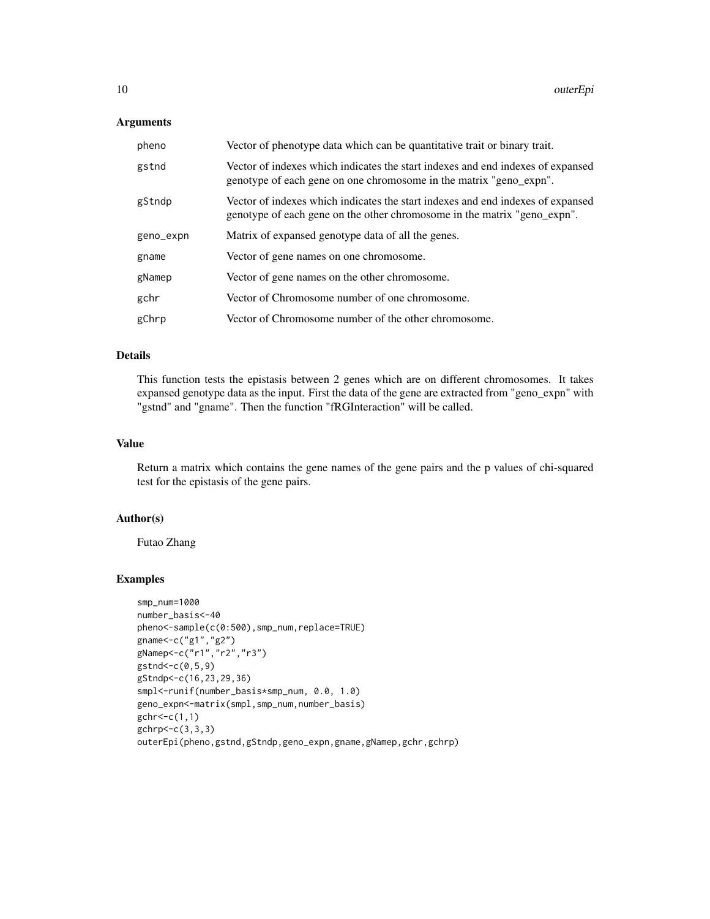### Arguments

| | |
|---|---|
| pheno | Vector of phenotype data which can be quantitative trait or binary trait. |
| gstnd | Vector of indexes which indicates the start indexes and end indexes of expansed genotype of each gene on one chromosome in the matrix "geno_expn". |
| gStndp | Vector of indexes which indicates the start indexes and end indexes of expansed genotype of each gene on the other chromosome in the matrix "geno_expn". |
| geno_expn | Matrix of expansed genotype data of all the genes. |
| gname | Vector of gene names on one chromosome. |
| gNamep | Vector of gene names on the other chromosome. |
| gchr | Vector of Chromosome number of one chromosome. |
| gChrp | Vector of Chromosome number of the other chromosome. |

### Details

This function tests the epistasis between 2 genes which are on different chromosomes. It takes expansed genotype data as the input. First the data of the gene are extracted from "geno_expn" with "gstnd" and "gname". Then the function "fRGInteraction" will be called.

### Value

Return a matrix which contains the gene names of the gene pairs and the p values of chi-squared test for the epistasis of the gene pairs.

### Author(s)

Futao Zhang

### Examples

```
smp_num=1000
number_basis<-40
pheno<-sample(c(0:500),smp_num,replace=TRUE)
gname<-c("g1","g2")
gNamep<-c("r1","r2","r3")
gstnd<-c(0,5,9)
gStndp<-c(16,23,29,36)
smpl<-runif(number_basis*smp_num, 0.0, 1.0)
geno_expn<-matrix(smpl,smp_num,number_basis)
gchr<-c(1,1)
gchrp<-c(3,3,3)
outerEpi(pheno,gstnd,gStndp,geno_expn,gname,gNamep,gchr,gchrp)
```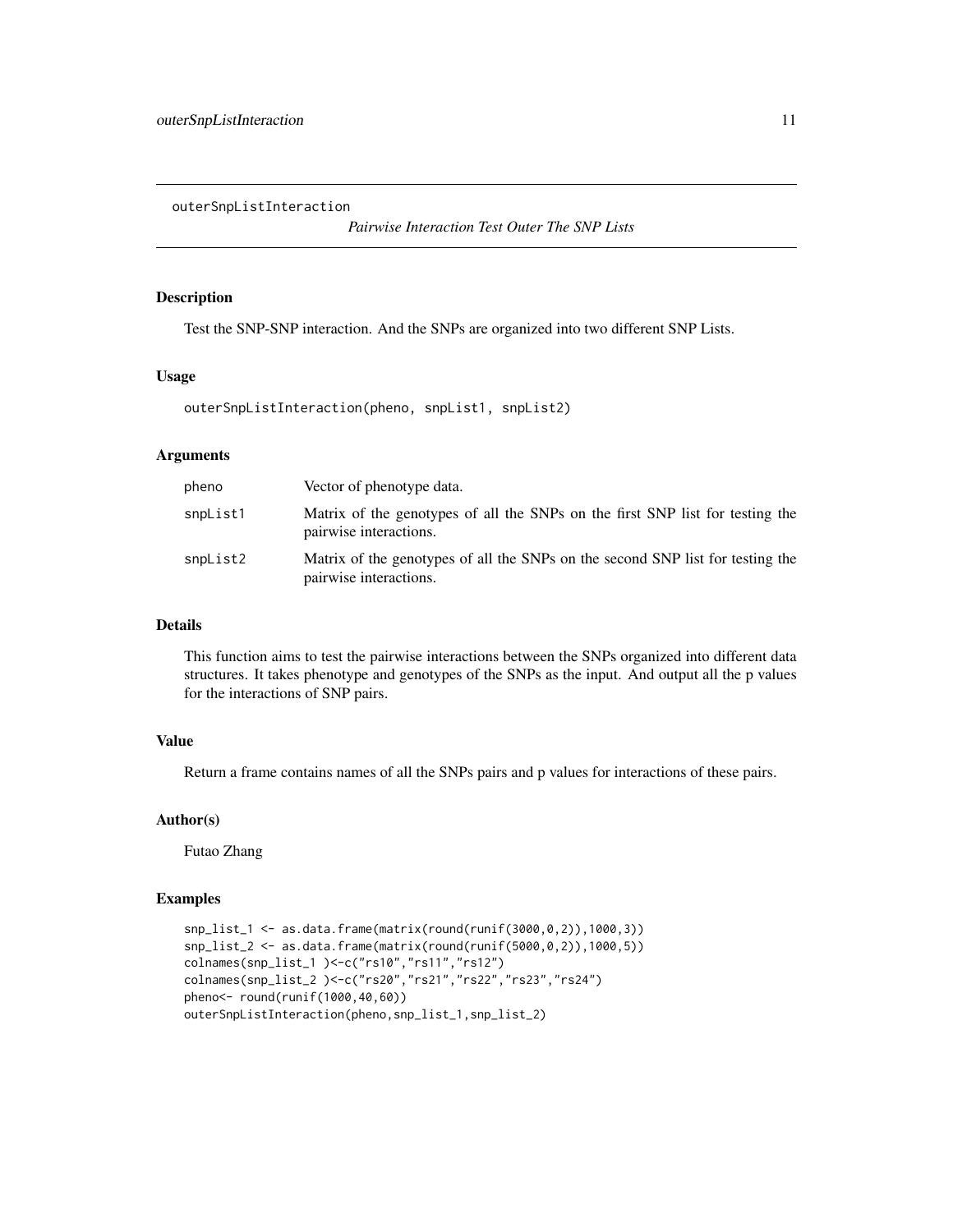# outerSnpListInteraction — *Pairwise Interaction Test Outer The SNP Lists*

## Description

Test the SNP-SNP interaction. And the SNPs are organized into two different SNP Lists.

## Usage

```
outerSnpListInteraction(pheno, snpList1, snpList2)
```

## Arguments

| | |
|---|---|
| pheno | Vector of phenotype data. |
| snpList1 | Matrix of the genotypes of all the SNPs on the first SNP list for testing the pairwise interactions. |
| snpList2 | Matrix of the genotypes of all the SNPs on the second SNP list for testing the pairwise interactions. |

## Details

This function aims to test the pairwise interactions between the SNPs organized into different data structures. It takes phenotype and genotypes of the SNPs as the input. And output all the p values for the interactions of SNP pairs.

## Value

Return a frame contains names of all the SNPs pairs and p values for interactions of these pairs.

## Author(s)

Futao Zhang

## Examples

```
snp_list_1 <- as.data.frame(matrix(round(runif(3000,0,2)),1000,3))
snp_list_2 <- as.data.frame(matrix(round(runif(5000,0,2)),1000,5))
colnames(snp_list_1 )<-c("rs10","rs11","rs12")
colnames(snp_list_2 )<-c("rs20","rs21","rs22","rs23","rs24")
pheno<- round(runif(1000,40,60))
outerSnpListInteraction(pheno,snp_list_1,snp_list_2)
```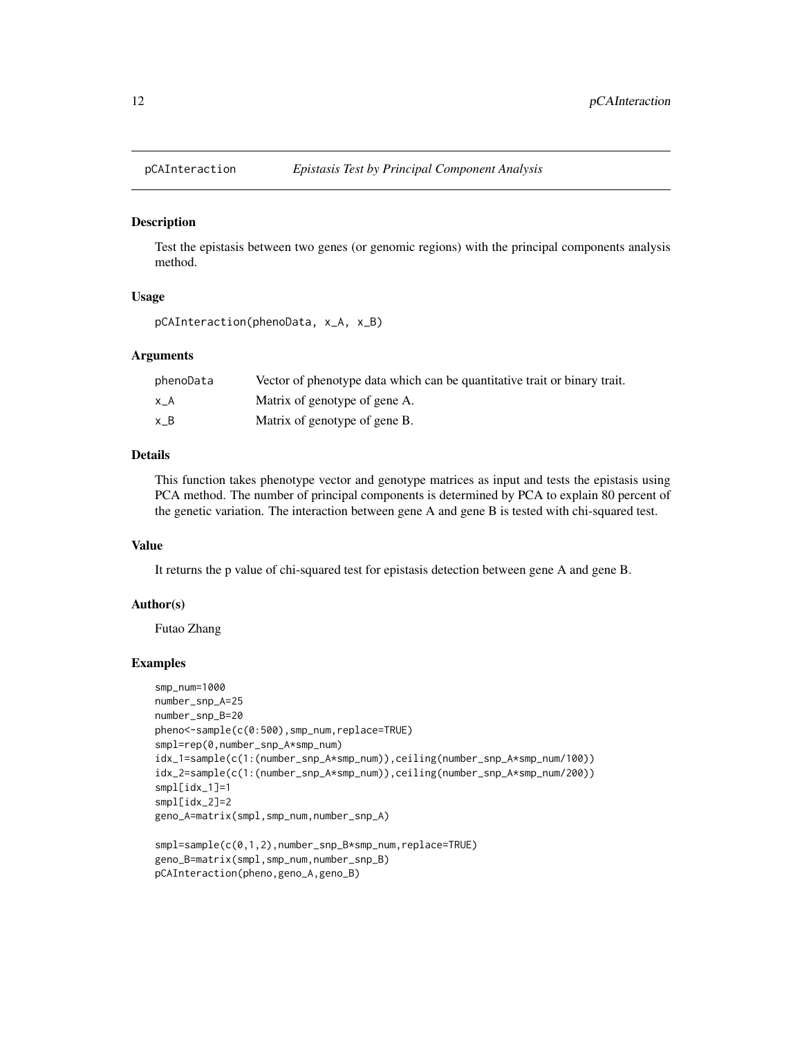# pCAInteraction — *Epistasis Test by Principal Component Analysis*

## Description

Test the epistasis between two genes (or genomic regions) with the principal components analysis method.

## Usage

```
pCAInteraction(phenoData, x_A, x_B)
```

## Arguments

| | |
|---|---|
| phenoData | Vector of phenotype data which can be quantitative trait or binary trait. |
| x_A | Matrix of genotype of gene A. |
| x_B | Matrix of genotype of gene B. |

## Details

This function takes phenotype vector and genotype matrices as input and tests the epistasis using PCA method. The number of principal components is determined by PCA to explain 80 percent of the genetic variation. The interaction between gene A and gene B is tested with chi-squared test.

## Value

It returns the p value of chi-squared test for epistasis detection between gene A and gene B.

## Author(s)

Futao Zhang

## Examples

```
smp_num=1000
number_snp_A=25
number_snp_B=20
pheno<-sample(c(0:500),smp_num,replace=TRUE)
smpl=rep(0,number_snp_A*smp_num)
idx_1=sample(c(1:(number_snp_A*smp_num)),ceiling(number_snp_A*smp_num/100))
idx_2=sample(c(1:(number_snp_A*smp_num)),ceiling(number_snp_A*smp_num/200))
smpl[idx_1]=1
smpl[idx_2]=2
geno_A=matrix(smpl,smp_num,number_snp_A)

smpl=sample(c(0,1,2),number_snp_B*smp_num,replace=TRUE)
geno_B=matrix(smpl,smp_num,number_snp_B)
pCAInteraction(pheno,geno_A,geno_B)
```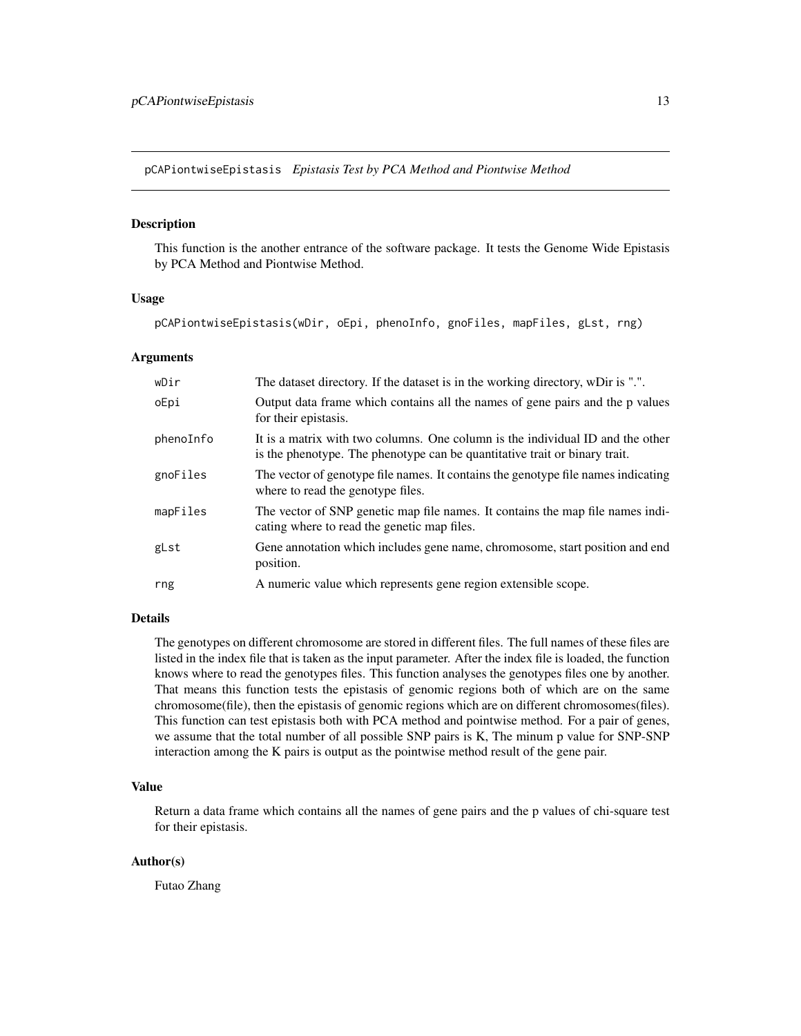`pCAPiontwiseEpistasis` *Epistasis Test by PCA Method and Piontwise Method*

## Description

This function is the another entrance of the software package. It tests the Genome Wide Epistasis by PCA Method and Piontwise Method.

## Usage

```
pCAPiontwiseEpistasis(wDir, oEpi, phenoInfo, gnoFiles, mapFiles, gLst, rng)
```

## Arguments

| | |
|---|---|
| `wDir` | The dataset directory. If the dataset is in the working directory, wDir is ".". |
| `oEpi` | Output data frame which contains all the names of gene pairs and the p values for their epistasis. |
| `phenoInfo` | It is a matrix with two columns. One column is the individual ID and the other is the phenotype. The phenotype can be quantitative trait or binary trait. |
| `gnoFiles` | The vector of genotype file names. It contains the genotype file names indicating where to read the genotype files. |
| `mapFiles` | The vector of SNP genetic map file names. It contains the map file names indicating where to read the genetic map files. |
| `gLst` | Gene annotation which includes gene name, chromosome, start position and end position. |
| `rng` | A numeric value which represents gene region extensible scope. |

## Details

The genotypes on different chromosome are stored in different files. The full names of these files are listed in the index file that is taken as the input parameter. After the index file is loaded, the function knows where to read the genotypes files. This function analyses the genotypes files one by another. That means this function tests the epistasis of genomic regions both of which are on the same chromosome(file), then the epistasis of genomic regions which are on different chromosomes(files). This function can test epistasis both with PCA method and pointwise method. For a pair of genes, we assume that the total number of all possible SNP pairs is K, The minum p value for SNP-SNP interaction among the K pairs is output as the pointwise method result of the gene pair.

## Value

Return a data frame which contains all the names of gene pairs and the p values of chi-square test for their epistasis.

## Author(s)

Futao Zhang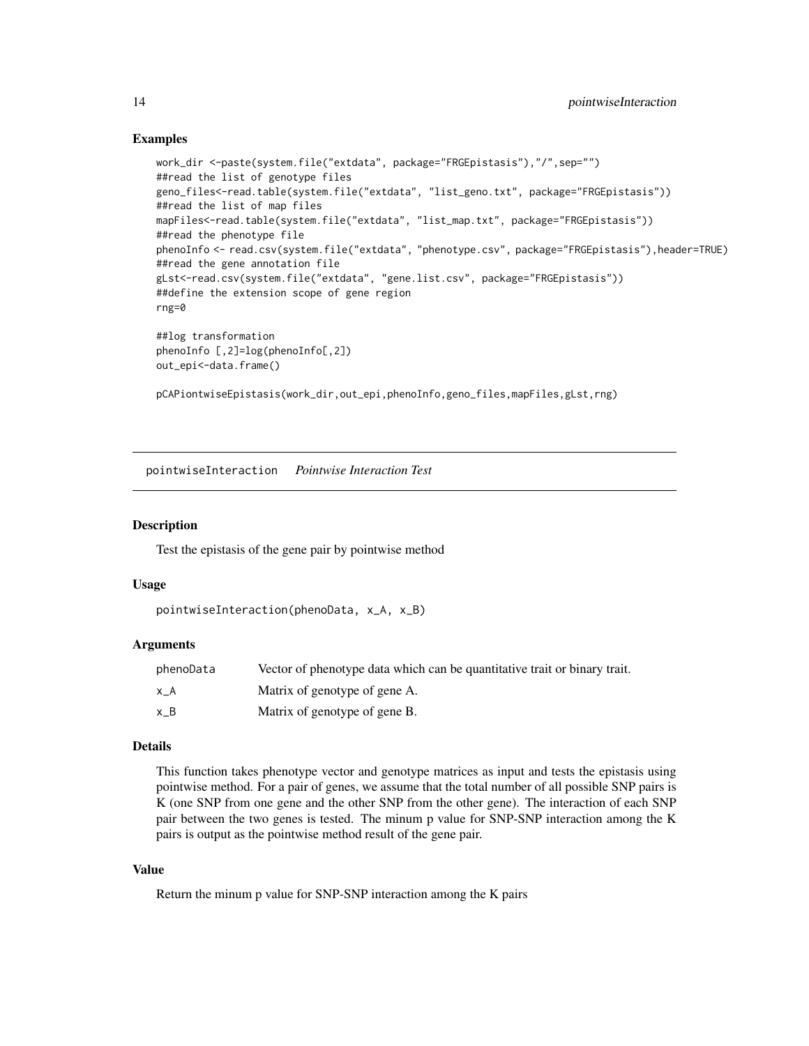## Examples

```
work_dir <-paste(system.file("extdata", package="FRGEpistasis"),"/",sep="")
##read the list of genotype files
geno_files<-read.table(system.file("extdata", "list_geno.txt", package="FRGEpistasis"))
##read the list of map files
mapFiles<-read.table(system.file("extdata", "list_map.txt", package="FRGEpistasis"))
##read the phenotype file
phenoInfo <- read.csv(system.file("extdata", "phenotype.csv", package="FRGEpistasis"),header=TRUE)
##read the gene annotation file
gLst<-read.csv(system.file("extdata", "gene.list.csv", package="FRGEpistasis"))
##define the extension scope of gene region
rng=0

##log transformation
phenoInfo [,2]=log(phenoInfo[,2])
out_epi<-data.frame()

pCAPiontwiseEpistasis(work_dir,out_epi,phenoInfo,geno_files,mapFiles,gLst,rng)
```

---

# pointwiseInteraction *Pointwise Interaction Test*

---

## Description

Test the epistasis of the gene pair by pointwise method

## Usage

```
pointwiseInteraction(phenoData, x_A, x_B)
```

## Arguments

| | |
|---|---|
| phenoData | Vector of phenotype data which can be quantitative trait or binary trait. |
| x_A | Matrix of genotype of gene A. |
| x_B | Matrix of genotype of gene B. |

## Details

This function takes phenotype vector and genotype matrices as input and tests the epistasis using pointwise method. For a pair of genes, we assume that the total number of all possible SNP pairs is K (one SNP from one gene and the other SNP from the other gene). The interaction of each SNP pair between the two genes is tested. The minum p value for SNP-SNP interaction among the K pairs is output as the pointwise method result of the gene pair.

## Value

Return the minum p value for SNP-SNP interaction among the K pairs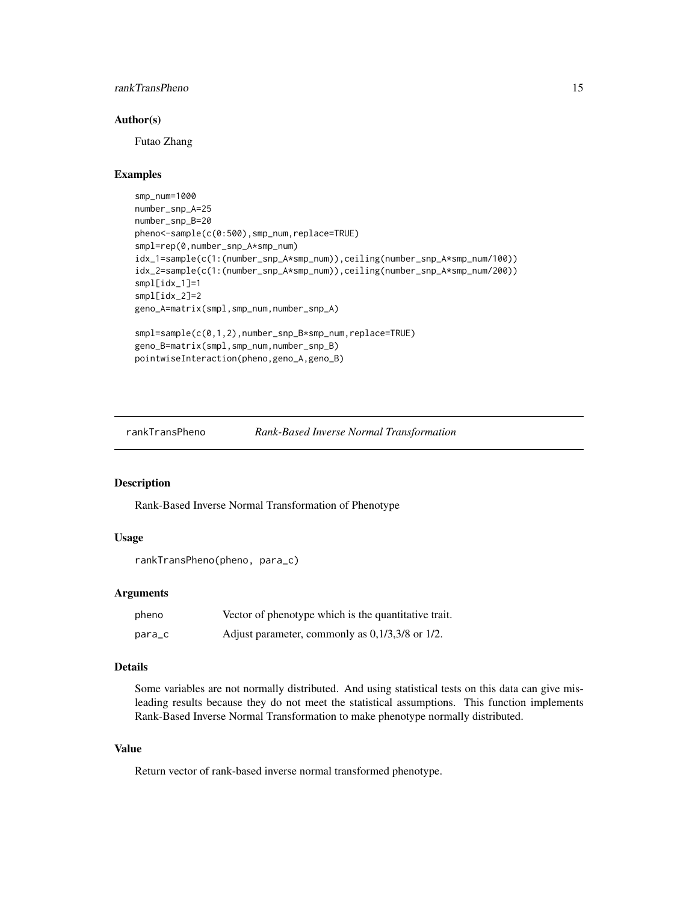### Author(s)

Futao Zhang

### Examples

```
smp_num=1000
number_snp_A=25
number_snp_B=20
pheno<-sample(c(0:500),smp_num,replace=TRUE)
smpl=rep(0,number_snp_A*smp_num)
idx_1=sample(c(1:(number_snp_A*smp_num)),ceiling(number_snp_A*smp_num/100))
idx_2=sample(c(1:(number_snp_A*smp_num)),ceiling(number_snp_A*smp_num/200))
smpl[idx_1]=1
smpl[idx_2]=2
geno_A=matrix(smpl,smp_num,number_snp_A)

smpl=sample(c(0,1,2),number_snp_B*smp_num,replace=TRUE)
geno_B=matrix(smpl,smp_num,number_snp_B)
pointwiseInteraction(pheno,geno_A,geno_B)
```

---

## rankTransPheno *Rank-Based Inverse Normal Transformation*

### Description

Rank-Based Inverse Normal Transformation of Phenotype

### Usage

```
rankTransPheno(pheno, para_c)
```

### Arguments

| | |
|---|---|
| pheno | Vector of phenotype which is the quantitative trait. |
| para_c | Adjust parameter, commonly as 0,1/3,3/8 or 1/2. |

### Details

Some variables are not normally distributed. And using statistical tests on this data can give misleading results because they do not meet the statistical assumptions. This function implements Rank-Based Inverse Normal Transformation to make phenotype normally distributed.

### Value

Return vector of rank-based inverse normal transformed phenotype.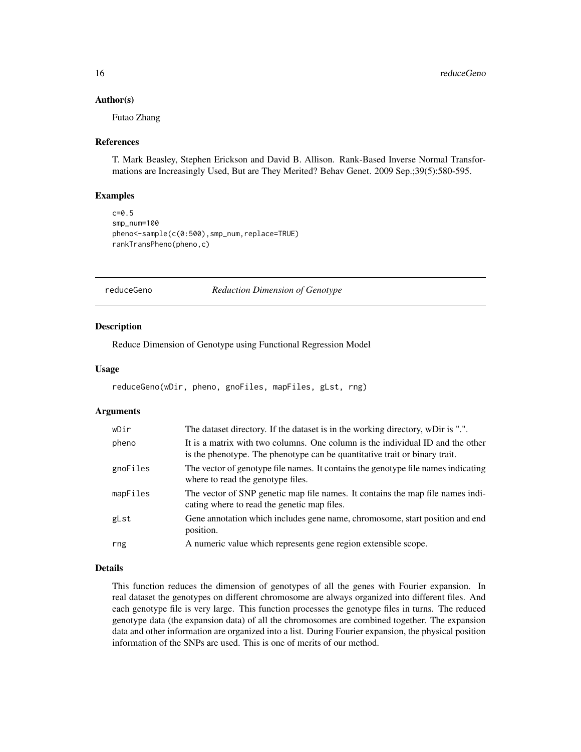### Author(s)

Futao Zhang

### References

T. Mark Beasley, Stephen Erickson and David B. Allison. Rank-Based Inverse Normal Transformations are Increasingly Used, But are They Merited? Behav Genet. 2009 Sep.;39(5):580-595.

### Examples

```
c=0.5
smp_num=100
pheno<-sample(c(0:500),smp_num,replace=TRUE)
rankTransPheno(pheno,c)
```

---

## reduceGeno *Reduction Dimension of Genotype*

### Description

Reduce Dimension of Genotype using Functional Regression Model

### Usage

```
reduceGeno(wDir, pheno, gnoFiles, mapFiles, gLst, rng)
```

### Arguments

| | |
|---|---|
| wDir | The dataset directory. If the dataset is in the working directory, wDir is ".". |
| pheno | It is a matrix with two columns. One column is the individual ID and the other is the phenotype. The phenotype can be quantitative trait or binary trait. |
| gnoFiles | The vector of genotype file names. It contains the genotype file names indicating where to read the genotype files. |
| mapFiles | The vector of SNP genetic map file names. It contains the map file names indicating where to read the genetic map files. |
| gLst | Gene annotation which includes gene name, chromosome, start position and end position. |
| rng | A numeric value which represents gene region extensible scope. |

### Details

This function reduces the dimension of genotypes of all the genes with Fourier expansion. In real dataset the genotypes on different chromosome are always organized into different files. And each genotype file is very large. This function processes the genotype files in turns. The reduced genotype data (the expansion data) of all the chromosomes are combined together. The expansion data and other information are organized into a list. During Fourier expansion, the physical position information of the SNPs are used. This is one of merits of our method.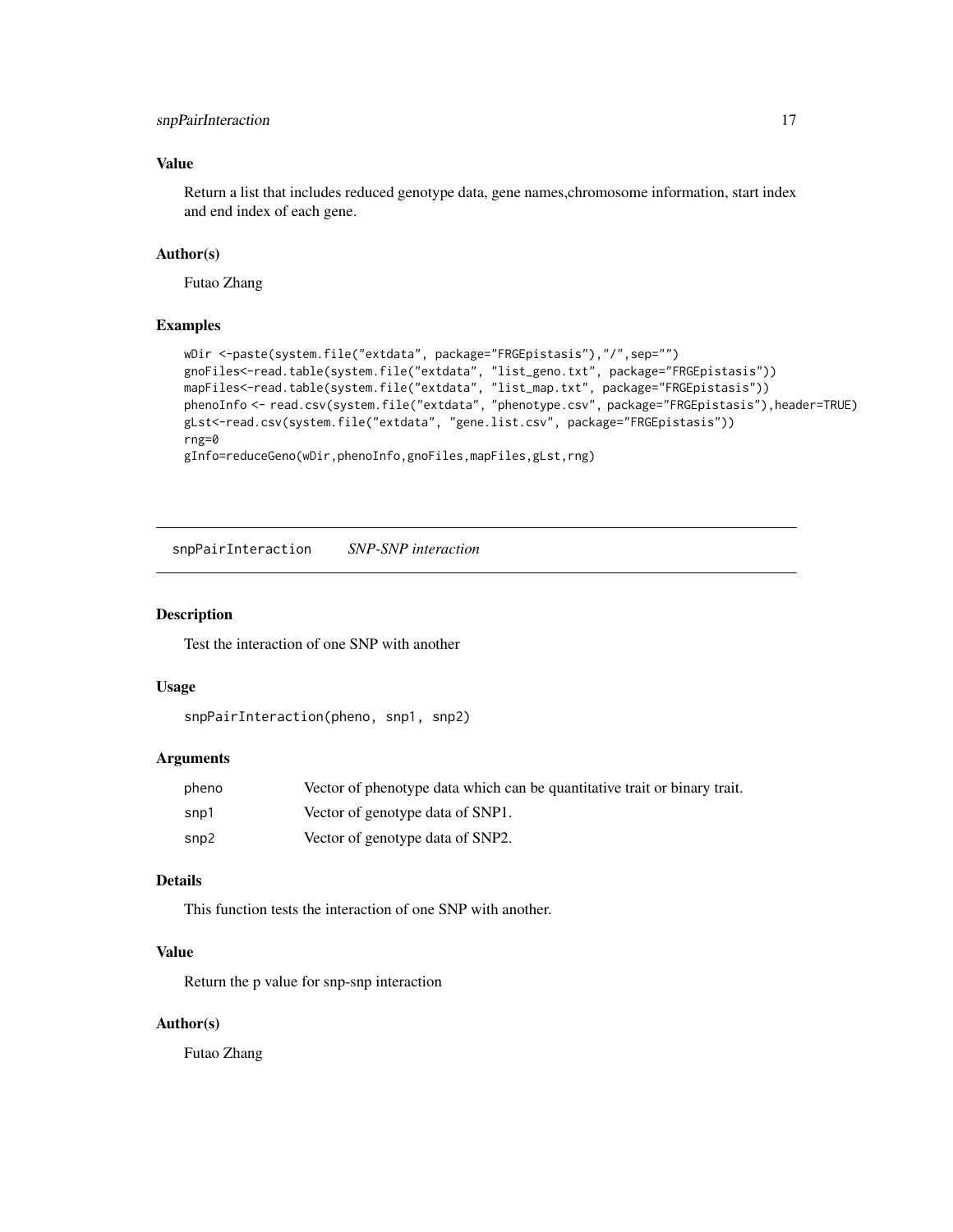### Value

Return a list that includes reduced genotype data, gene names,chromosome information, start index and end index of each gene.

### Author(s)

Futao Zhang

### Examples

```
wDir <-paste(system.file("extdata", package="FRGEpistasis"),"/",sep="")
gnoFiles<-read.table(system.file("extdata", "list_geno.txt", package="FRGEpistasis"))
mapFiles<-read.table(system.file("extdata", "list_map.txt", package="FRGEpistasis"))
phenoInfo <- read.csv(system.file("extdata", "phenotype.csv", package="FRGEpistasis"),header=TRUE)
gLst<-read.csv(system.file("extdata", "gene.list.csv", package="FRGEpistasis"))
rng=0
gInfo=reduceGeno(wDir,phenoInfo,gnoFiles,mapFiles,gLst,rng)
```

---

## snpPairInteraction *SNP-SNP interaction*

### Description

Test the interaction of one SNP with another

### Usage

```
snpPairInteraction(pheno, snp1, snp2)
```

### Arguments

| | |
|---|---|
| pheno | Vector of phenotype data which can be quantitative trait or binary trait. |
| snp1 | Vector of genotype data of SNP1. |
| snp2 | Vector of genotype data of SNP2. |

### Details

This function tests the interaction of one SNP with another.

### Value

Return the p value for snp-snp interaction

### Author(s)

Futao Zhang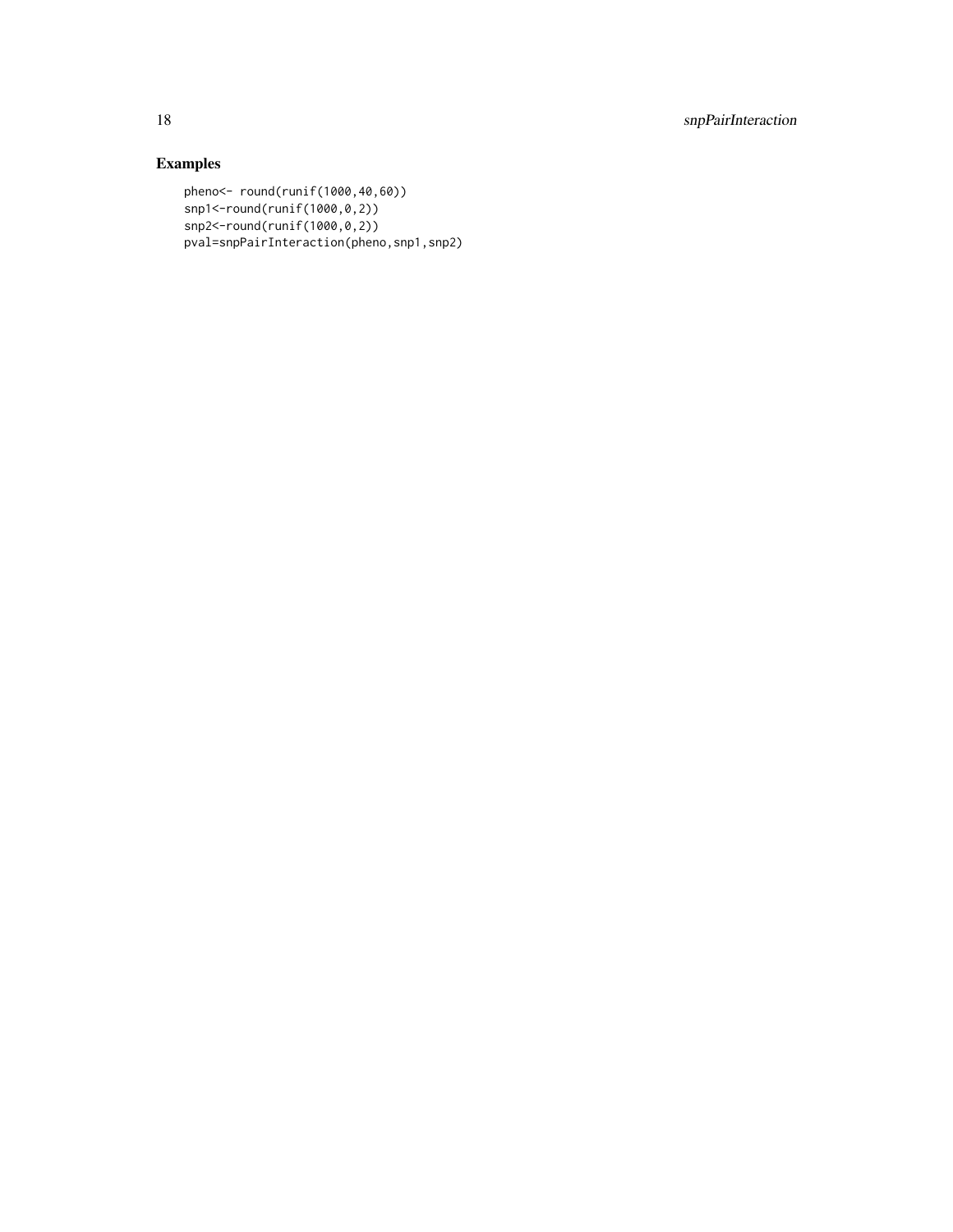## Examples

```
pheno<- round(runif(1000,40,60))
snp1<-round(runif(1000,0,2))
snp2<-round(runif(1000,0,2))
pval=snpPairInteraction(pheno,snp1,snp2)
```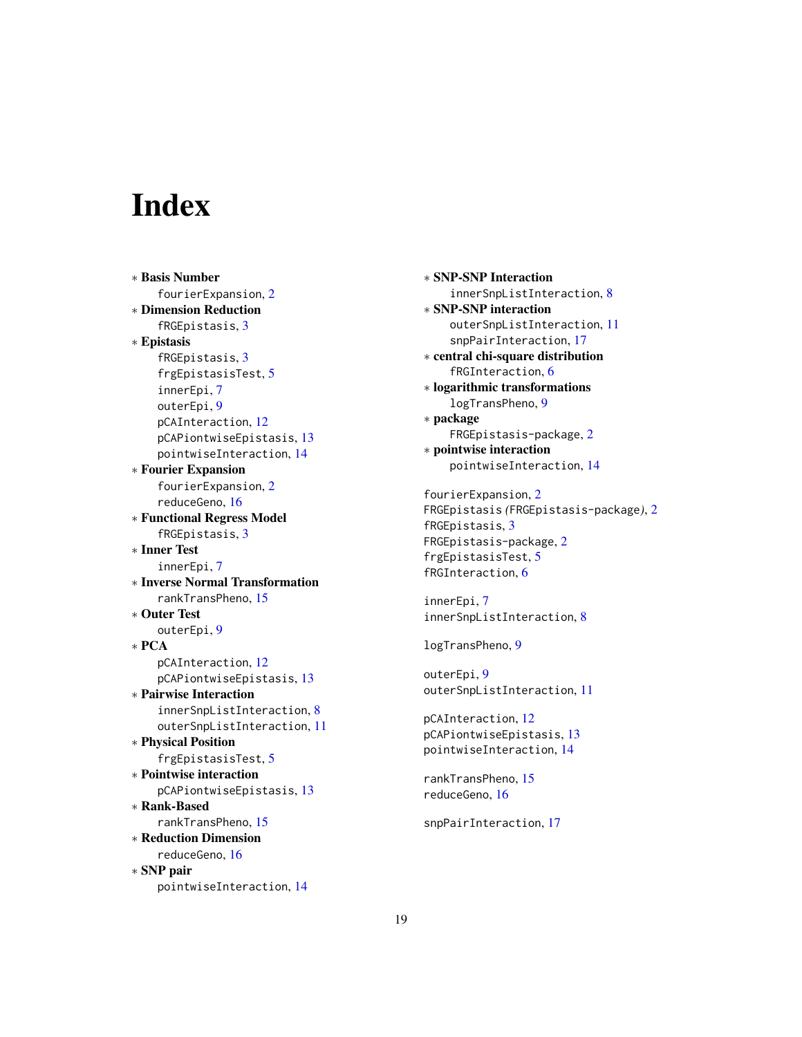# Index

* **Basis Number**
  - fourierExpansion, 2
* **Dimension Reduction**
  - fRGEpistasis, 3
* **Epistasis**
  - fRGEpistasis, 3
  - frgEpistasisTest, 5
  - innerEpi, 7
  - outerEpi, 9
  - pCAInteraction, 12
  - pCAPiontwiseEpistasis, 13
  - pointwiseInteraction, 14
* **Fourier Expansion**
  - fourierExpansion, 2
  - reduceGeno, 16
* **Functional Regress Model**
  - fRGEpistasis, 3
* **Inner Test**
  - innerEpi, 7
* **Inverse Normal Transformation**
  - rankTransPheno, 15
* **Outer Test**
  - outerEpi, 9
* **PCA**
  - pCAInteraction, 12
  - pCAPiontwiseEpistasis, 13
* **Pairwise Interaction**
  - innerSnpListInteraction, 8
  - outerSnpListInteraction, 11
* **Physical Position**
  - frgEpistasisTest, 5
* **Pointwise interaction**
  - pCAPiontwiseEpistasis, 13
* **Rank-Based**
  - rankTransPheno, 15
* **Reduction Dimension**
  - reduceGeno, 16
* **SNP pair**
  - pointwiseInteraction, 14
* **SNP-SNP Interaction**
  - innerSnpListInteraction, 8
* **SNP-SNP interaction**
  - outerSnpListInteraction, 11
  - snpPairInteraction, 17
* **central chi-square distribution**
  - fRGInteraction, 6
* **logarithmic transformations**
  - logTransPheno, 9
* **package**
  - FRGEpistasis-package, 2
* **pointwise interaction**
  - pointwiseInteraction, 14

fourierExpansion, 2
FRGEpistasis (FRGEpistasis-package), 2
fRGEpistasis, 3
FRGEpistasis-package, 2
frgEpistasisTest, 5
fRGInteraction, 6

innerEpi, 7
innerSnpListInteraction, 8

logTransPheno, 9

outerEpi, 9
outerSnpListInteraction, 11

pCAInteraction, 12
pCAPiontwiseEpistasis, 13
pointwiseInteraction, 14

rankTransPheno, 15
reduceGeno, 16

snpPairInteraction, 17